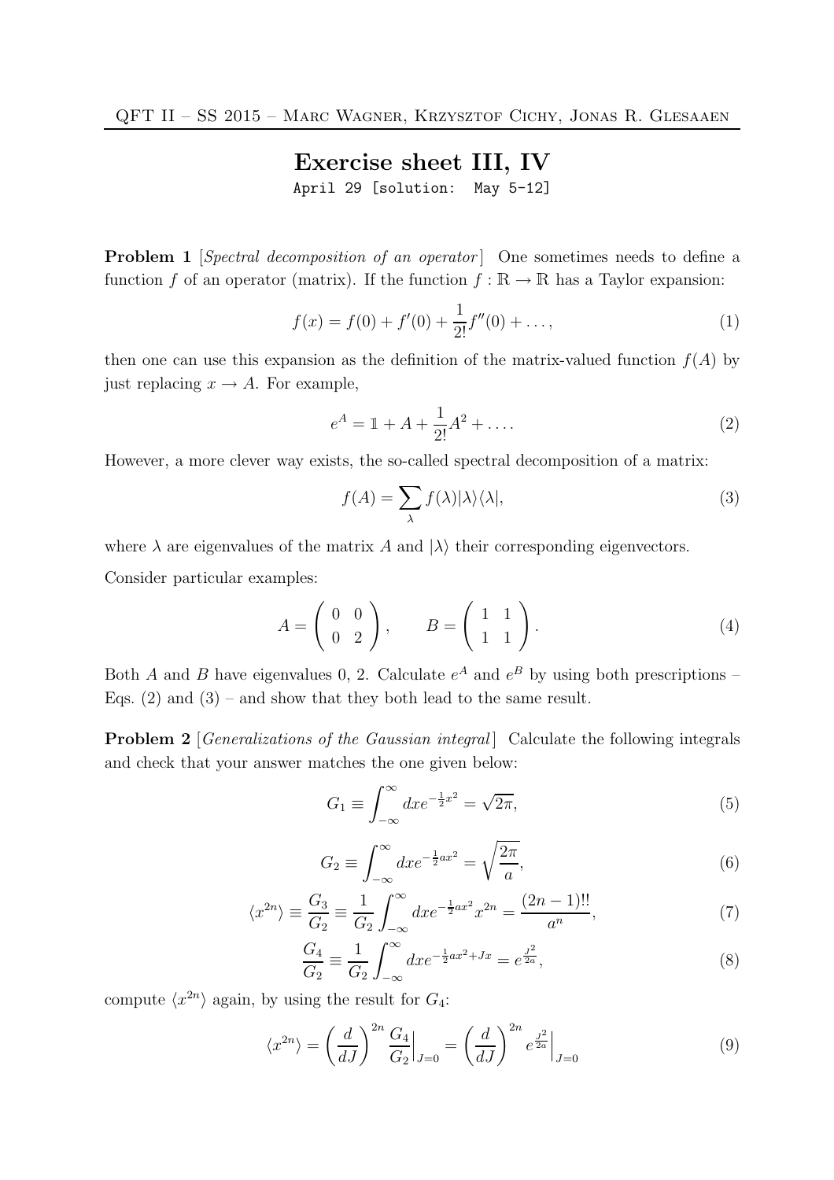# Exercise sheet III, IV

April 29 [solution: May 5-12]

**Problem 1** [*Spectral decomposition of an operator*] One sometimes needs to define a function $f$ of an operator (matrix). If the function $f : \mathbb{R} \to \mathbb{R}$ has a Taylor expansion:

$$f(x) = f(0) + f'(0) + \frac{1}{2!}f''(0) + \ldots, \tag{1}$$

then one can use this expansion as the definition of the matrix-valued function $f(A)$ by just replacing $x \to A$. For example,

$$e^A = \mathbb{1} + A + \frac{1}{2!}A^2 + \ldots. \tag{2}$$

However, a more clever way exists, the so-called spectral decomposition of a matrix:

$$f(A) = \sum_\lambda f(\lambda)|\lambda\rangle\langle\lambda|, \tag{3}$$

where $\lambda$ are eigenvalues of the matrix $A$ and $|\lambda\rangle$ their corresponding eigenvectors.

Consider particular examples:

$$A = \begin{pmatrix} 0 & 0 \\ 0 & 2 \end{pmatrix}, \qquad B = \begin{pmatrix} 1 & 1 \\ 1 & 1 \end{pmatrix}. \tag{4}$$

Both $A$ and $B$ have eigenvalues 0, 2. Calculate $e^A$ and $e^B$ by using both prescriptions – Eqs. (2) and (3) – and show that they both lead to the same result.

**Problem 2** [*Generalizations of the Gaussian integral*] Calculate the following integrals and check that your answer matches the one given below:

$$G_1 \equiv \int_{-\infty}^{\infty} dx e^{-\frac{1}{2}x^2} = \sqrt{2\pi}, \tag{5}$$

$$G_2 \equiv \int_{-\infty}^{\infty} dx e^{-\frac{1}{2}ax^2} = \sqrt{\frac{2\pi}{a}}, \tag{6}$$

$$\langle x^{2n}\rangle \equiv \frac{G_3}{G_2} \equiv \frac{1}{G_2}\int_{-\infty}^{\infty} dx e^{-\frac{1}{2}ax^2} x^{2n} = \frac{(2n-1)!!}{a^n}, \tag{7}$$

$$\frac{G_4}{G_2} \equiv \frac{1}{G_2}\int_{-\infty}^{\infty} dx e^{-\frac{1}{2}ax^2 + Jx} = e^{\frac{J^2}{2a}}, \tag{8}$$

compute $\langle x^{2n}\rangle$ again, by using the result for $G_4$:

$$\langle x^{2n}\rangle = \left(\frac{d}{dJ}\right)^{2n} \frac{G_4}{G_2}\Big|_{J=0} = \left(\frac{d}{dJ}\right)^{2n} e^{\frac{J^2}{2a}}\Big|_{J=0} \tag{9}$$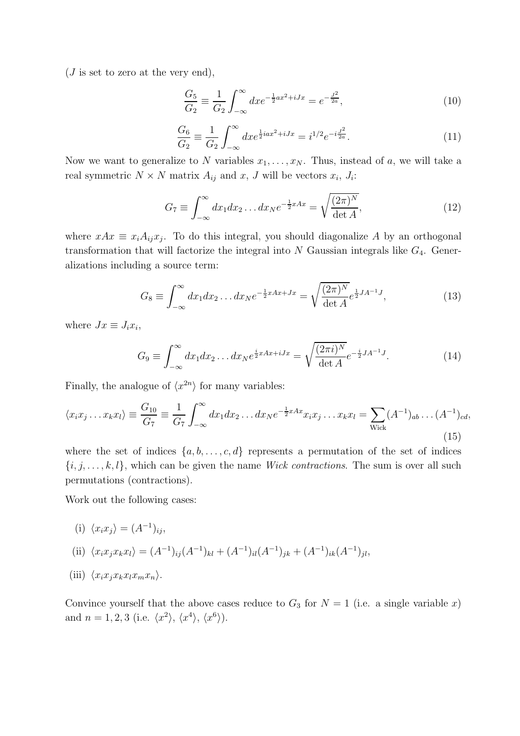($J$ is set to zero at the very end),

$$\frac{G_5}{G_2} \equiv \frac{1}{G_2}\int_{-\infty}^{\infty} dx e^{-\frac{1}{2}ax^2+iJx} = e^{-\frac{J^2}{2a}}, \tag{10}$$

$$\frac{G_6}{G_2} \equiv \frac{1}{G_2}\int_{-\infty}^{\infty} dx e^{\frac{1}{2}iax^2+iJx} = i^{1/2}e^{-i\frac{J^2}{2a}}. \tag{11}$$

Now we want to generalize to $N$ variables $x_1, \ldots, x_N$. Thus, instead of $a$, we will take a real symmetric $N \times N$ matrix $A_{ij}$ and $x$, $J$ will be vectors $x_i$, $J_i$:

$$G_7 \equiv \int_{-\infty}^{\infty} dx_1 dx_2 \ldots dx_N e^{-\frac{1}{2}xAx} = \sqrt{\frac{(2\pi)^N}{\det A}}, \tag{12}$$

where $xAx \equiv x_i A_{ij} x_j$. To do this integral, you should diagonalize $A$ by an orthogonal transformation that will factorize the integral into $N$ Gaussian integrals like $G_4$. Generalizations including a source term:

$$G_8 \equiv \int_{-\infty}^{\infty} dx_1 dx_2 \ldots dx_N e^{-\frac{1}{2}xAx+Jx} = \sqrt{\frac{(2\pi)^N}{\det A}} e^{\frac{1}{2}JA^{-1}J}, \tag{13}$$

where $Jx \equiv J_i x_i$,

$$G_9 \equiv \int_{-\infty}^{\infty} dx_1 dx_2 \ldots dx_N e^{\frac{i}{2}xAx+iJx} = \sqrt{\frac{(2\pi i)^N}{\det A}} e^{-\frac{i}{2}JA^{-1}J}. \tag{14}$$

Finally, the analogue of $\langle x^{2n}\rangle$ for many variables:

$$\langle x_i x_j \ldots x_k x_l \rangle \equiv \frac{G_{10}}{G_7} \equiv \frac{1}{G_7}\int_{-\infty}^{\infty} dx_1 dx_2 \ldots dx_N e^{-\frac{1}{2}xAx} x_i x_j \ldots x_k x_l = \sum_{\text{Wick}} (A^{-1})_{ab} \ldots (A^{-1})_{cd}, \tag{15}$$

where the set of indices $\{a, b, \ldots, c, d\}$ represents a permutation of the set of indices $\{i, j, \ldots, k, l\}$, which can be given the name *Wick contractions*. The sum is over all such permutations (contractions).

Work out the following cases:

(i) $\langle x_i x_j \rangle = (A^{-1})_{ij}$,

(ii) $\langle x_i x_j x_k x_l \rangle = (A^{-1})_{ij}(A^{-1})_{kl} + (A^{-1})_{il}(A^{-1})_{jk} + (A^{-1})_{ik}(A^{-1})_{jl}$,

(iii) $\langle x_i x_j x_k x_l x_m x_n \rangle$.

Convince yourself that the above cases reduce to $G_3$ for $N = 1$ (i.e. a single variable $x$) and $n = 1, 2, 3$ (i.e. $\langle x^2 \rangle$, $\langle x^4 \rangle$, $\langle x^6 \rangle$).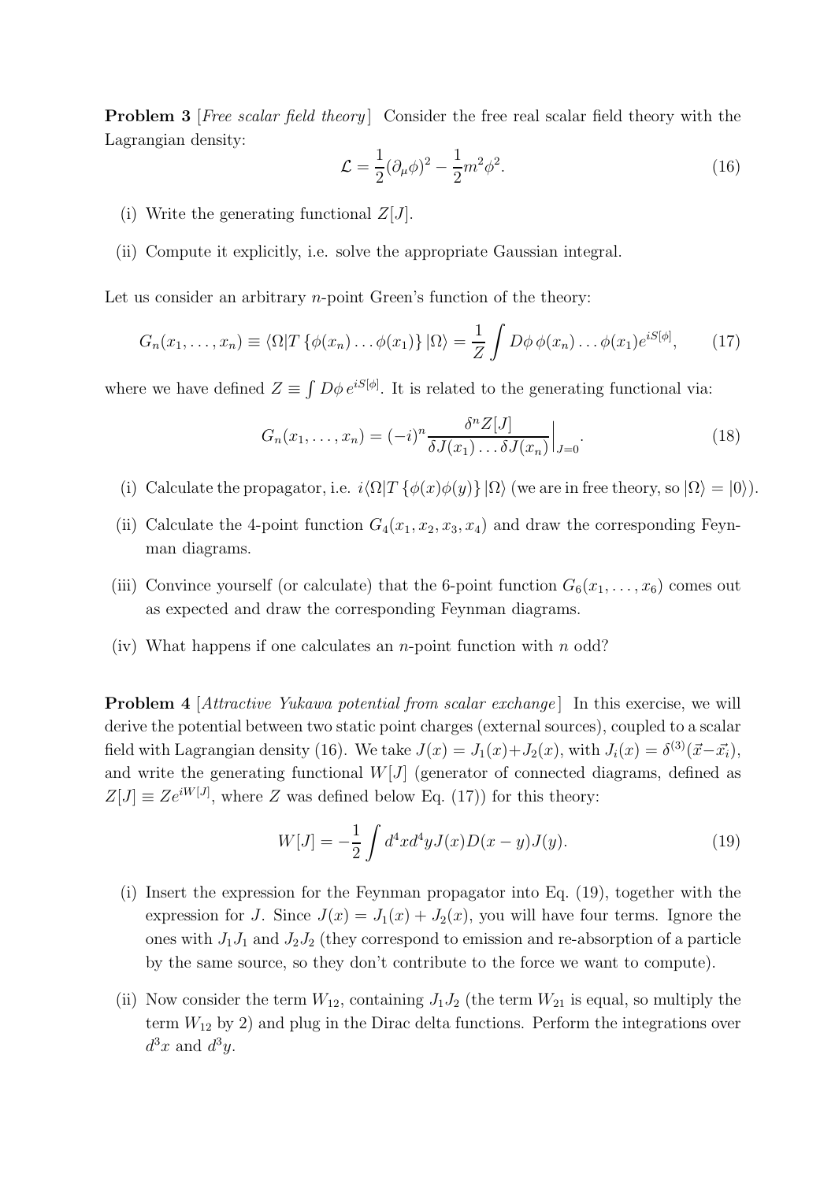**Problem 3** [*Free scalar field theory*] Consider the free real scalar field theory with the Lagrangian density:

$$\mathcal{L} = \frac{1}{2}(\partial_\mu \phi)^2 - \frac{1}{2}m^2\phi^2. \tag{16}$$

(i) Write the generating functional $Z[J]$.

(ii) Compute it explicitly, i.e. solve the appropriate Gaussian integral.

Let us consider an arbitrary $n$-point Green's function of the theory:

$$G_n(x_1, \ldots, x_n) \equiv \langle \Omega | T\{\phi(x_n) \ldots \phi(x_1)\} |\Omega\rangle = \frac{1}{Z}\int D\phi\, \phi(x_n) \ldots \phi(x_1) e^{iS[\phi]}, \tag{17}$$

where we have defined $Z \equiv \int D\phi\, e^{iS[\phi]}$. It is related to the generating functional via:

$$G_n(x_1, \ldots, x_n) = (-i)^n \frac{\delta^n Z[J]}{\delta J(x_1) \ldots \delta J(x_n)}\Big|_{J=0}. \tag{18}$$

(i) Calculate the propagator, i.e. $i\langle\Omega|T\{\phi(x)\phi(y)\}|\Omega\rangle$ (we are in free theory, so $|\Omega\rangle = |0\rangle$).

(ii) Calculate the 4-point function $G_4(x_1, x_2, x_3, x_4)$ and draw the corresponding Feynman diagrams.

(iii) Convince yourself (or calculate) that the 6-point function $G_6(x_1, \ldots, x_6)$ comes out as expected and draw the corresponding Feynman diagrams.

(iv) What happens if one calculates an $n$-point function with $n$ odd?

**Problem 4** [*Attractive Yukawa potential from scalar exchange*] In this exercise, we will derive the potential between two static point charges (external sources), coupled to a scalar field with Lagrangian density (16). We take $J(x) = J_1(x) + J_2(x)$, with $J_i(x) = \delta^{(3)}(\vec{x} - \vec{x_i})$, and write the generating functional $W[J]$ (generator of connected diagrams, defined as $Z[J] \equiv Ze^{iW[J]}$, where $Z$ was defined below Eq. (17)) for this theory:

$$W[J] = -\frac{1}{2}\int d^4x d^4y J(x) D(x-y) J(y). \tag{19}$$

(i) Insert the expression for the Feynman propagator into Eq. (19), together with the expression for $J$. Since $J(x) = J_1(x) + J_2(x)$, you will have four terms. Ignore the ones with $J_1J_1$ and $J_2J_2$ (they correspond to emission and re-absorption of a particle by the same source, so they don't contribute to the force we want to compute).

(ii) Now consider the term $W_{12}$, containing $J_1J_2$ (the term $W_{21}$ is equal, so multiply the term $W_{12}$ by 2) and plug in the Dirac delta functions. Perform the integrations over $d^3x$ and $d^3y$.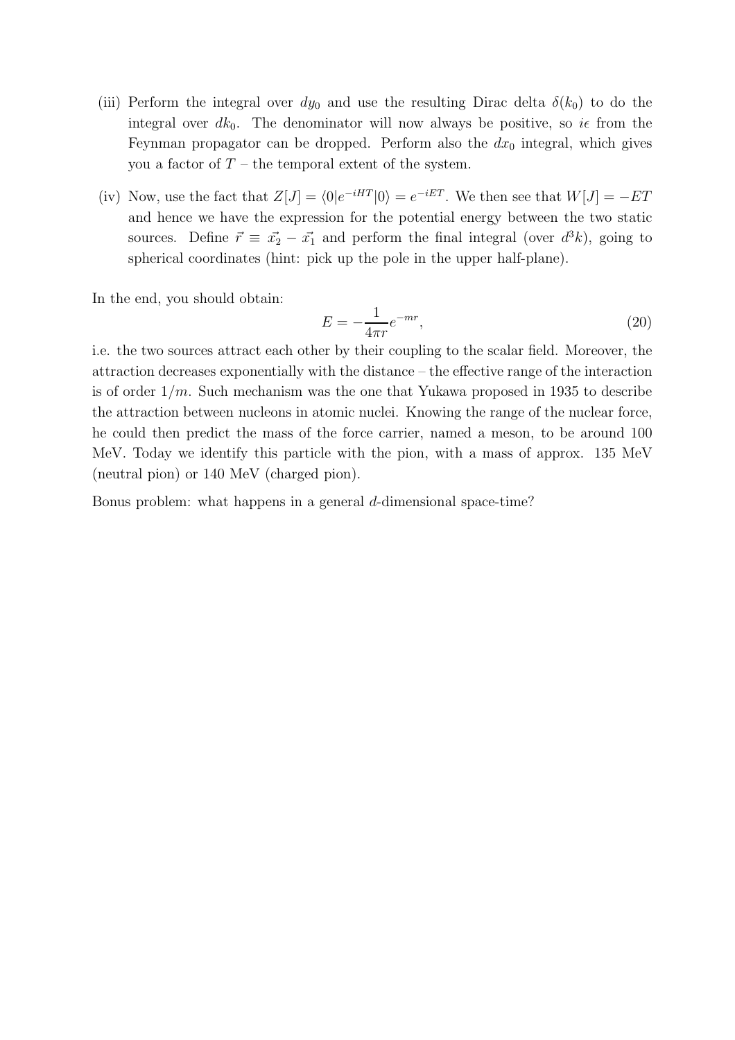(iii) Perform the integral over $dy_0$ and use the resulting Dirac delta $\delta(k_0)$ to do the integral over $dk_0$. The denominator will now always be positive, so $i\epsilon$ from the Feynman propagator can be dropped. Perform also the $dx_0$ integral, which gives you a factor of $T$ – the temporal extent of the system.

(iv) Now, use the fact that $Z[J] = \langle 0|e^{-iHT}|0\rangle = e^{-iET}$. We then see that $W[J] = -ET$ and hence we have the expression for the potential energy between the two static sources. Define $\vec{r} \equiv \vec{x_2} - \vec{x_1}$ and perform the final integral (over $d^3k$), going to spherical coordinates (hint: pick up the pole in the upper half-plane).

In the end, you should obtain:

$$E = -\frac{1}{4\pi r}e^{-mr}, \tag{20}$$

i.e. the two sources attract each other by their coupling to the scalar field. Moreover, the attraction decreases exponentially with the distance – the effective range of the interaction is of order $1/m$. Such mechanism was the one that Yukawa proposed in 1935 to describe the attraction between nucleons in atomic nuclei. Knowing the range of the nuclear force, he could then predict the mass of the force carrier, named a meson, to be around 100 MeV. Today we identify this particle with the pion, with a mass of approx. 135 MeV (neutral pion) or 140 MeV (charged pion).

Bonus problem: what happens in a general $d$-dimensional space-time?